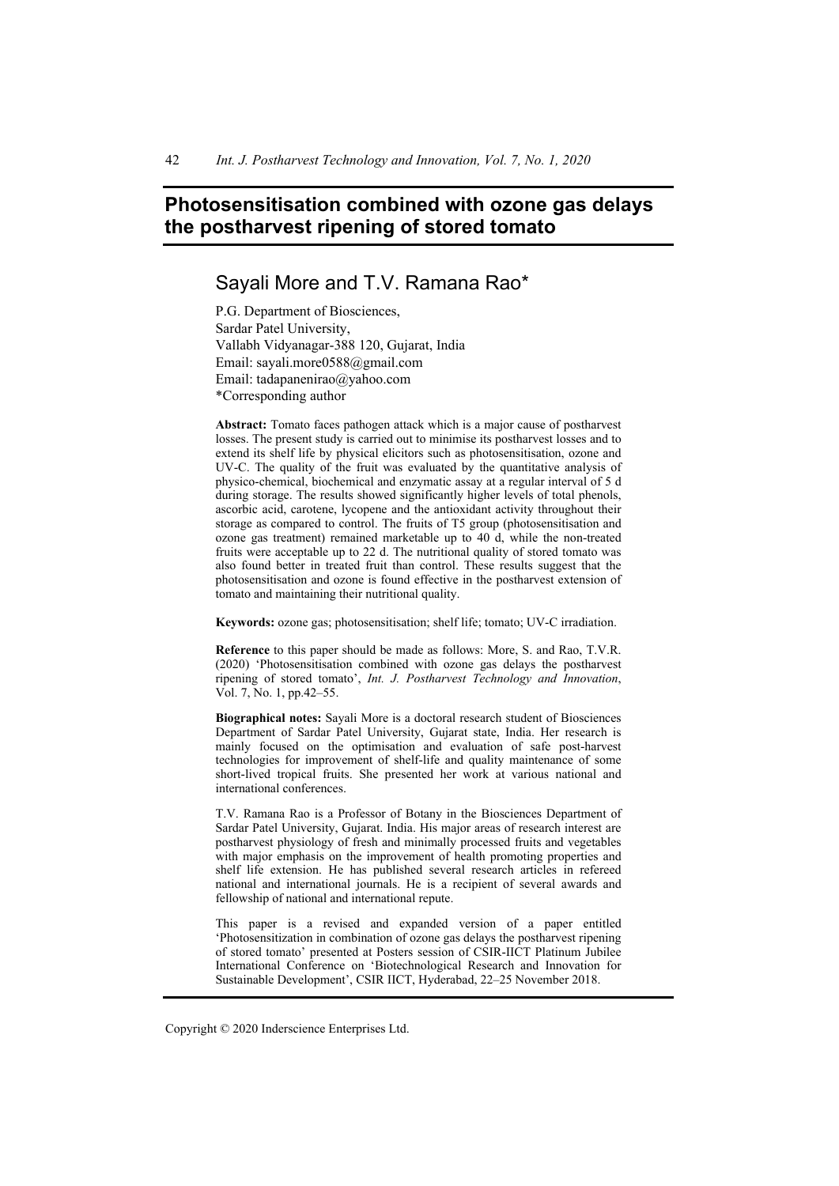# Photosensitisation combined with ozone gas delays the postharvest ripening of stored tomato

## Sayali More and T.V. Ramana Rao*

P.G. Department of Biosciences,
Sardar Patel University,
Vallabh Vidyanagar-388 120, Gujarat, India
Email: sayali.more0588@gmail.com
Email: tadapanenirao@yahoo.com
*Corresponding author

**Abstract:** Tomato faces pathogen attack which is a major cause of postharvest losses. The present study is carried out to minimise its postharvest losses and to extend its shelf life by physical elicitors such as photosensitisation, ozone and UV-C. The quality of the fruit was evaluated by the quantitative analysis of physico-chemical, biochemical and enzymatic assay at a regular interval of 5 d during storage. The results showed significantly higher levels of total phenols, ascorbic acid, carotene, lycopene and the antioxidant activity throughout their storage as compared to control. The fruits of T5 group (photosensitisation and ozone gas treatment) remained marketable up to 40 d, while the non-treated fruits were acceptable up to 22 d. The nutritional quality of stored tomato was also found better in treated fruit than control. These results suggest that the photosensitisation and ozone is found effective in the postharvest extension of tomato and maintaining their nutritional quality.

**Keywords:** ozone gas; photosensitisation; shelf life; tomato; UV-C irradiation.

**Reference** to this paper should be made as follows: More, S. and Rao, T.V.R. (2020) 'Photosensitisation combined with ozone gas delays the postharvest ripening of stored tomato', *Int. J. Postharvest Technology and Innovation*, Vol. 7, No. 1, pp.42–55.

**Biographical notes:** Sayali More is a doctoral research student of Biosciences Department of Sardar Patel University, Gujarat state, India. Her research is mainly focused on the optimisation and evaluation of safe post-harvest technologies for improvement of shelf-life and quality maintenance of some short-lived tropical fruits. She presented her work at various national and international conferences.

T.V. Ramana Rao is a Professor of Botany in the Biosciences Department of Sardar Patel University, Gujarat. India. His major areas of research interest are postharvest physiology of fresh and minimally processed fruits and vegetables with major emphasis on the improvement of health promoting properties and shelf life extension. He has published several research articles in refereed national and international journals. He is a recipient of several awards and fellowship of national and international repute.

This paper is a revised and expanded version of a paper entitled 'Photosensitization in combination of ozone gas delays the postharvest ripening of stored tomato' presented at Posters session of CSIR-IICT Platinum Jubilee International Conference on 'Biotechnological Research and Innovation for Sustainable Development', CSIR IICT, Hyderabad, 22–25 November 2018.

Copyright © 2020 Inderscience Enterprises Ltd.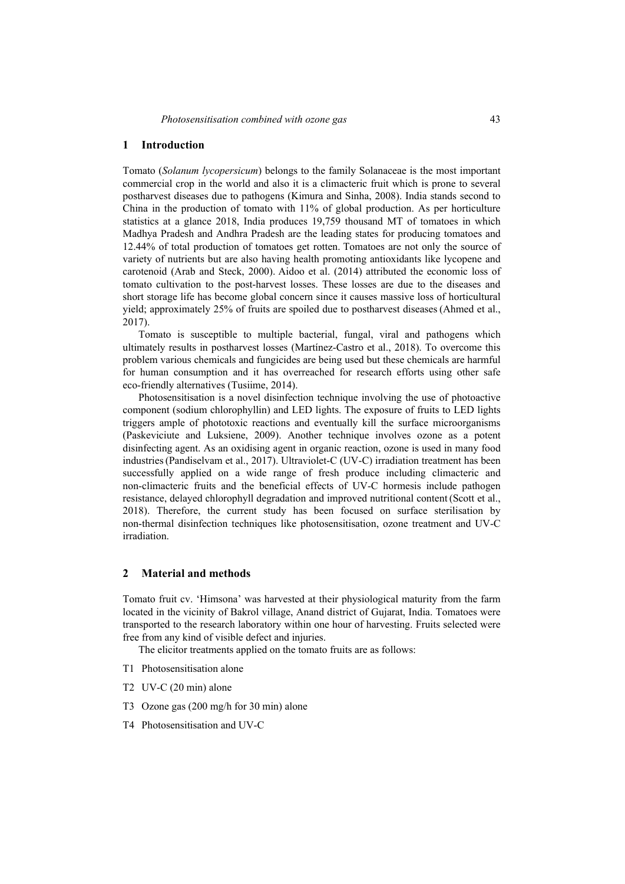## 1 Introduction

Tomato (*Solanum lycopersicum*) belongs to the family Solanaceae is the most important commercial crop in the world and also it is a climacteric fruit which is prone to several postharvest diseases due to pathogens (Kimura and Sinha, 2008). India stands second to China in the production of tomato with 11% of global production. As per horticulture statistics at a glance 2018, India produces 19,759 thousand MT of tomatoes in which Madhya Pradesh and Andhra Pradesh are the leading states for producing tomatoes and 12.44% of total production of tomatoes get rotten. Tomatoes are not only the source of variety of nutrients but are also having health promoting antioxidants like lycopene and carotenoid (Arab and Steck, 2000). Aidoo et al. (2014) attributed the economic loss of tomato cultivation to the post-harvest losses. These losses are due to the diseases and short storage life has become global concern since it causes massive loss of horticultural yield; approximately 25% of fruits are spoiled due to postharvest diseases (Ahmed et al., 2017).

Tomato is susceptible to multiple bacterial, fungal, viral and pathogens which ultimately results in postharvest losses (Martínez-Castro et al., 2018). To overcome this problem various chemicals and fungicides are being used but these chemicals are harmful for human consumption and it has overreached for research efforts using other safe eco-friendly alternatives (Tusiime, 2014).

Photosensitisation is a novel disinfection technique involving the use of photoactive component (sodium chlorophyllin) and LED lights. The exposure of fruits to LED lights triggers ample of phototoxic reactions and eventually kill the surface microorganisms (Paskeviciute and Luksiene, 2009). Another technique involves ozone as a potent disinfecting agent. As an oxidising agent in organic reaction, ozone is used in many food industries (Pandiselvam et al., 2017). Ultraviolet-C (UV-C) irradiation treatment has been successfully applied on a wide range of fresh produce including climacteric and non-climacteric fruits and the beneficial effects of UV-C hormesis include pathogen resistance, delayed chlorophyll degradation and improved nutritional content (Scott et al., 2018). Therefore, the current study has been focused on surface sterilisation by non-thermal disinfection techniques like photosensitisation, ozone treatment and UV-C irradiation.

## 2 Material and methods

Tomato fruit cv. 'Himsona' was harvested at their physiological maturity from the farm located in the vicinity of Bakrol village, Anand district of Gujarat, India. Tomatoes were transported to the research laboratory within one hour of harvesting. Fruits selected were free from any kind of visible defect and injuries.

The elicitor treatments applied on the tomato fruits are as follows:

- T1 Photosensitisation alone
- T2 UV-C (20 min) alone
- T3 Ozone gas (200 mg/h for 30 min) alone
- T4 Photosensitisation and UV-C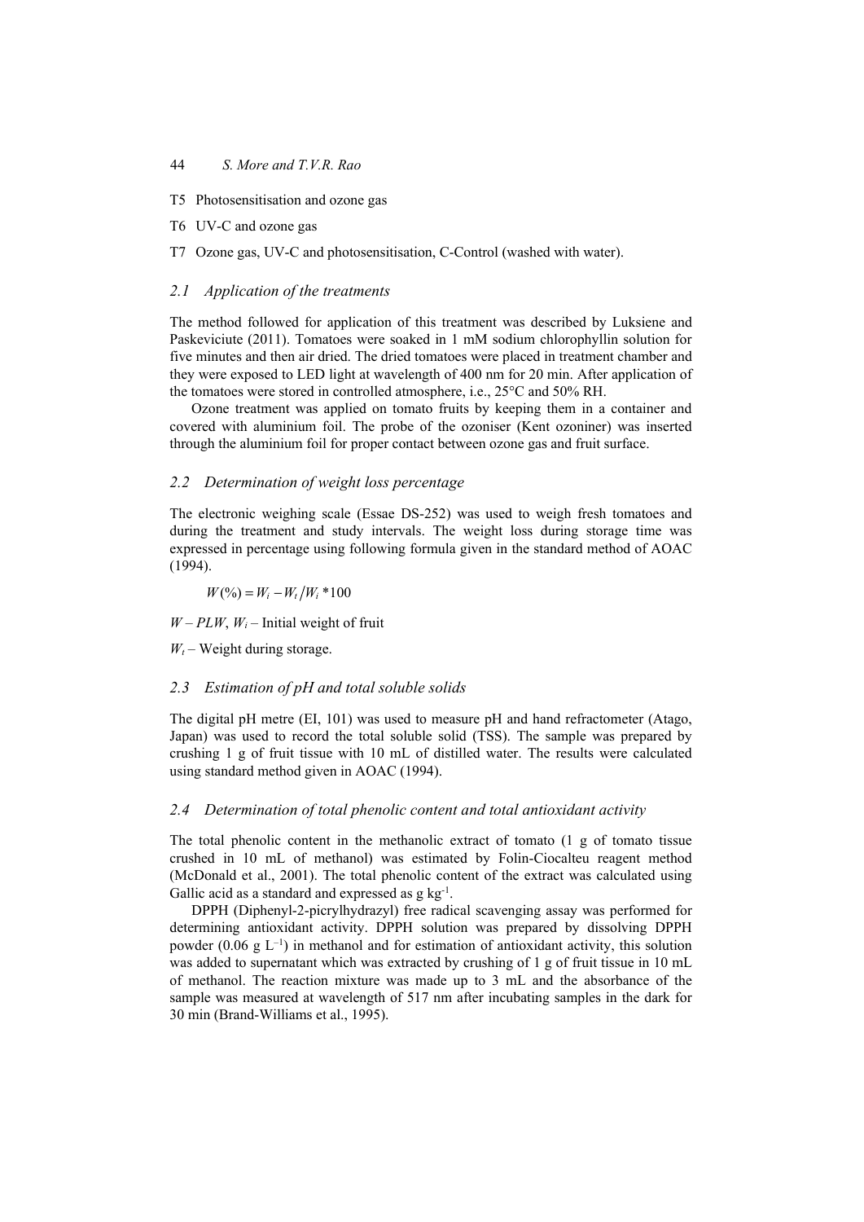T5 Photosensitisation and ozone gas

T6 UV-C and ozone gas

T7 Ozone gas, UV-C and photosensitisation, C-Control (washed with water).

### 2.1 Application of the treatments

The method followed for application of this treatment was described by Luksiene and Paskeviciute (2011). Tomatoes were soaked in 1 mM sodium chlorophyllin solution for five minutes and then air dried. The dried tomatoes were placed in treatment chamber and they were exposed to LED light at wavelength of 400 nm for 20 min. After application of the tomatoes were stored in controlled atmosphere, i.e., 25°C and 50% RH.

Ozone treatment was applied on tomato fruits by keeping them in a container and covered with aluminium foil. The probe of the ozoniser (Kent ozoniner) was inserted through the aluminium foil for proper contact between ozone gas and fruit surface.

### 2.2 Determination of weight loss percentage

The electronic weighing scale (Essae DS-252) was used to weigh fresh tomatoes and during the treatment and study intervals. The weight loss during storage time was expressed in percentage using following formula given in the standard method of AOAC (1994).

$$W(\%) = W_i - W_t / W_i * 100$$

$W$ – *PLW*, $W_i$ – Initial weight of fruit

$W_t$ – Weight during storage.

### 2.3 Estimation of pH and total soluble solids

The digital pH metre (EI, 101) was used to measure pH and hand refractometer (Atago, Japan) was used to record the total soluble solid (TSS). The sample was prepared by crushing 1 g of fruit tissue with 10 mL of distilled water. The results were calculated using standard method given in AOAC (1994).

### 2.4 Determination of total phenolic content and total antioxidant activity

The total phenolic content in the methanolic extract of tomato (1 g of tomato tissue crushed in 10 mL of methanol) was estimated by Folin-Ciocalteu reagent method (McDonald et al., 2001). The total phenolic content of the extract was calculated using Gallic acid as a standard and expressed as g $kg^{-1}$.

DPPH (Diphenyl-2-picrylhydrazyl) free radical scavenging assay was performed for determining antioxidant activity. DPPH solution was prepared by dissolving DPPH powder (0.06 g $L^{-1}$) in methanol and for estimation of antioxidant activity, this solution was added to supernatant which was extracted by crushing of 1 g of fruit tissue in 10 mL of methanol. The reaction mixture was made up to 3 mL and the absorbance of the sample was measured at wavelength of 517 nm after incubating samples in the dark for 30 min (Brand-Williams et al., 1995).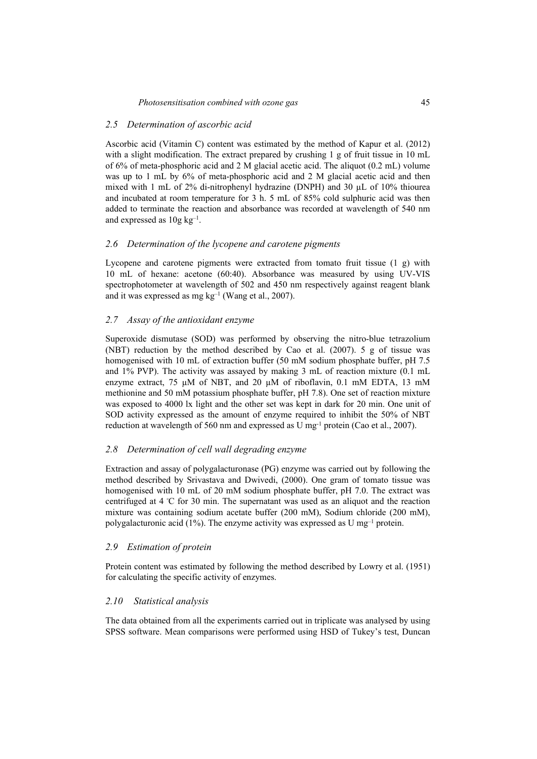## 2.5 Determination of ascorbic acid

Ascorbic acid (Vitamin C) content was estimated by the method of Kapur et al. (2012) with a slight modification. The extract prepared by crushing 1 g of fruit tissue in 10 mL of 6% of meta-phosphoric acid and 2 M glacial acetic acid. The aliquot (0.2 mL) volume was up to 1 mL by 6% of meta-phosphoric acid and 2 M glacial acetic acid and then mixed with 1 mL of 2% di-nitrophenyl hydrazine (DNPH) and 30 µL of 10% thiourea and incubated at room temperature for 3 h. 5 mL of 85% cold sulphuric acid was then added to terminate the reaction and absorbance was recorded at wavelength of 540 nm and expressed as 10g $kg^{-1}$.

## 2.6 Determination of the lycopene and carotene pigments

Lycopene and carotene pigments were extracted from tomato fruit tissue (1 g) with 10 mL of hexane: acetone (60:40). Absorbance was measured by using UV-VIS spectrophotometer at wavelength of 502 and 450 nm respectively against reagent blank and it was expressed as mg $kg^{-1}$ (Wang et al., 2007).

## 2.7 Assay of the antioxidant enzyme

Superoxide dismutase (SOD) was performed by observing the nitro-blue tetrazolium (NBT) reduction by the method described by Cao et al. (2007). 5 g of tissue was homogenised with 10 mL of extraction buffer (50 mM sodium phosphate buffer, pH 7.5 and 1% PVP). The activity was assayed by making 3 mL of reaction mixture (0.1 mL enzyme extract, 75 µM of NBT, and 20 µM of riboflavin, 0.1 mM EDTA, 13 mM methionine and 50 mM potassium phosphate buffer, pH 7.8). One set of reaction mixture was exposed to 4000 lx light and the other set was kept in dark for 20 min. One unit of SOD activity expressed as the amount of enzyme required to inhibit the 50% of NBT reduction at wavelength of 560 nm and expressed as U $mg^{-1}$ protein (Cao et al., 2007).

## 2.8 Determination of cell wall degrading enzyme

Extraction and assay of polygalacturonase (PG) enzyme was carried out by following the method described by Srivastava and Dwivedi, (2000). One gram of tomato tissue was homogenised with 10 mL of 20 mM sodium phosphate buffer, pH 7.0. The extract was centrifuged at 4 ℃ for 30 min. The supernatant was used as an aliquot and the reaction mixture was containing sodium acetate buffer (200 mM), Sodium chloride (200 mM), polygalacturonic acid (1%). The enzyme activity was expressed as U $mg^{-1}$ protein.

## 2.9 Estimation of protein

Protein content was estimated by following the method described by Lowry et al. (1951) for calculating the specific activity of enzymes.

## 2.10 Statistical analysis

The data obtained from all the experiments carried out in triplicate was analysed by using SPSS software. Mean comparisons were performed using HSD of Tukey's test, Duncan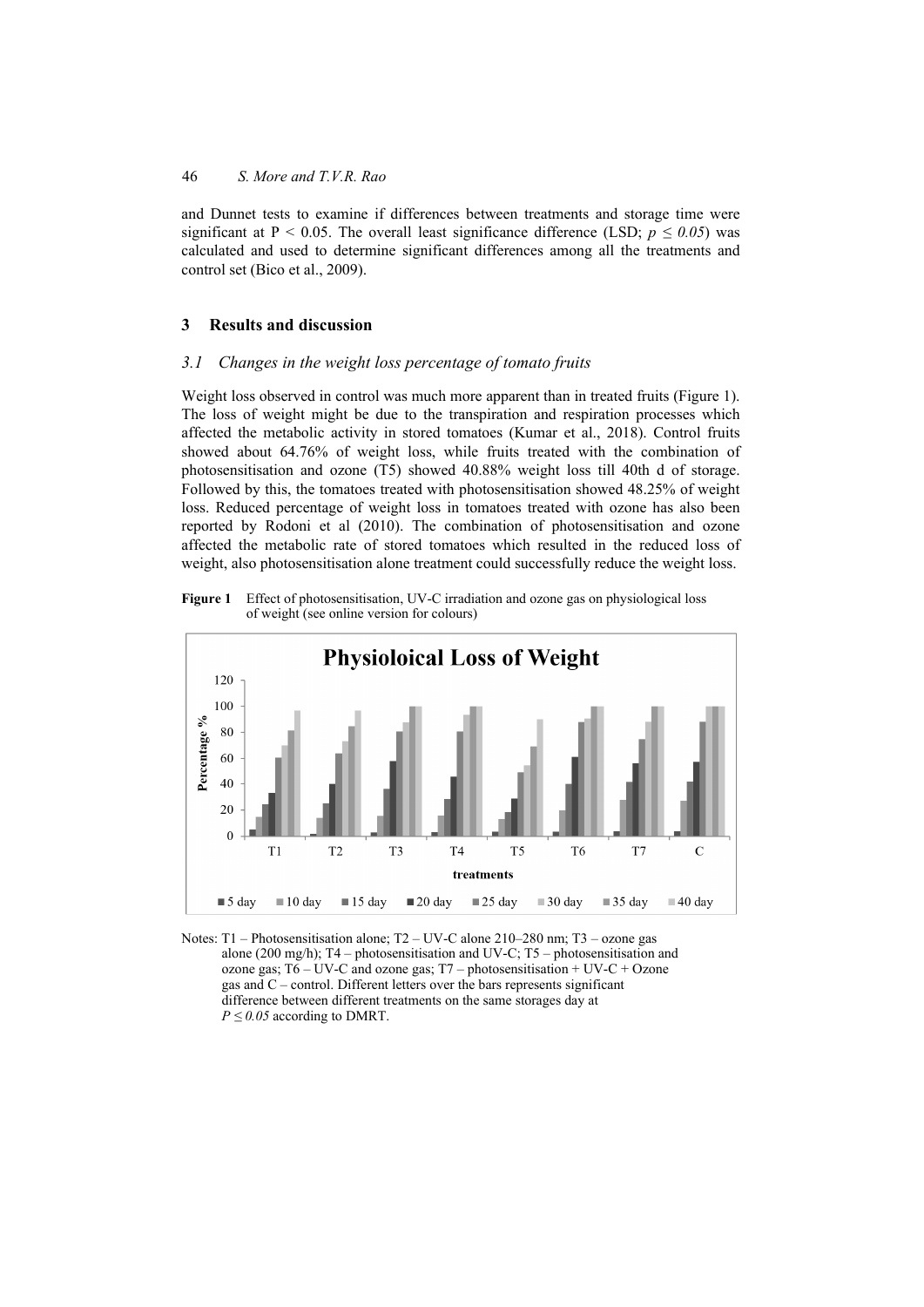and Dunnet tests to examine if differences between treatments and storage time were significant at $P < 0.05$. The overall least significance difference (LSD; $p \leq 0.05$) was calculated and used to determine significant differences among all the treatments and control set (Bico et al., 2009).

## 3 Results and discussion

### *3.1 Changes in the weight loss percentage of tomato fruits*

Weight loss observed in control was much more apparent than in treated fruits (Figure 1). The loss of weight might be due to the transpiration and respiration processes which affected the metabolic activity in stored tomatoes (Kumar et al., 2018). Control fruits showed about 64.76% of weight loss, while fruits treated with the combination of photosensitisation and ozone (T5) showed 40.88% weight loss till 40th d of storage. Followed by this, the tomatoes treated with photosensitisation showed 48.25% of weight loss. Reduced percentage of weight loss in tomatoes treated with ozone has also been reported by Rodoni et al (2010). The combination of photosensitisation and ozone affected the metabolic rate of stored tomatoes which resulted in the reduced loss of weight, also photosensitisation alone treatment could successfully reduce the weight loss.

**Figure 1** Effect of photosensitisation, UV-C irradiation and ozone gas on physiological loss of weight (see online version for colours)

Notes: T1 – Photosensitisation alone; T2 – UV-C alone 210–280 nm; T3 – ozone gas alone (200 mg/h); T4 – photosensitisation and UV-C; T5 – photosensitisation and ozone gas; T6 – UV-C and ozone gas; T7 – photosensitisation + UV-C + Ozone gas and C – control. Different letters over the bars represents significant difference between different treatments on the same storages day at $P \leq 0.05$ according to DMRT.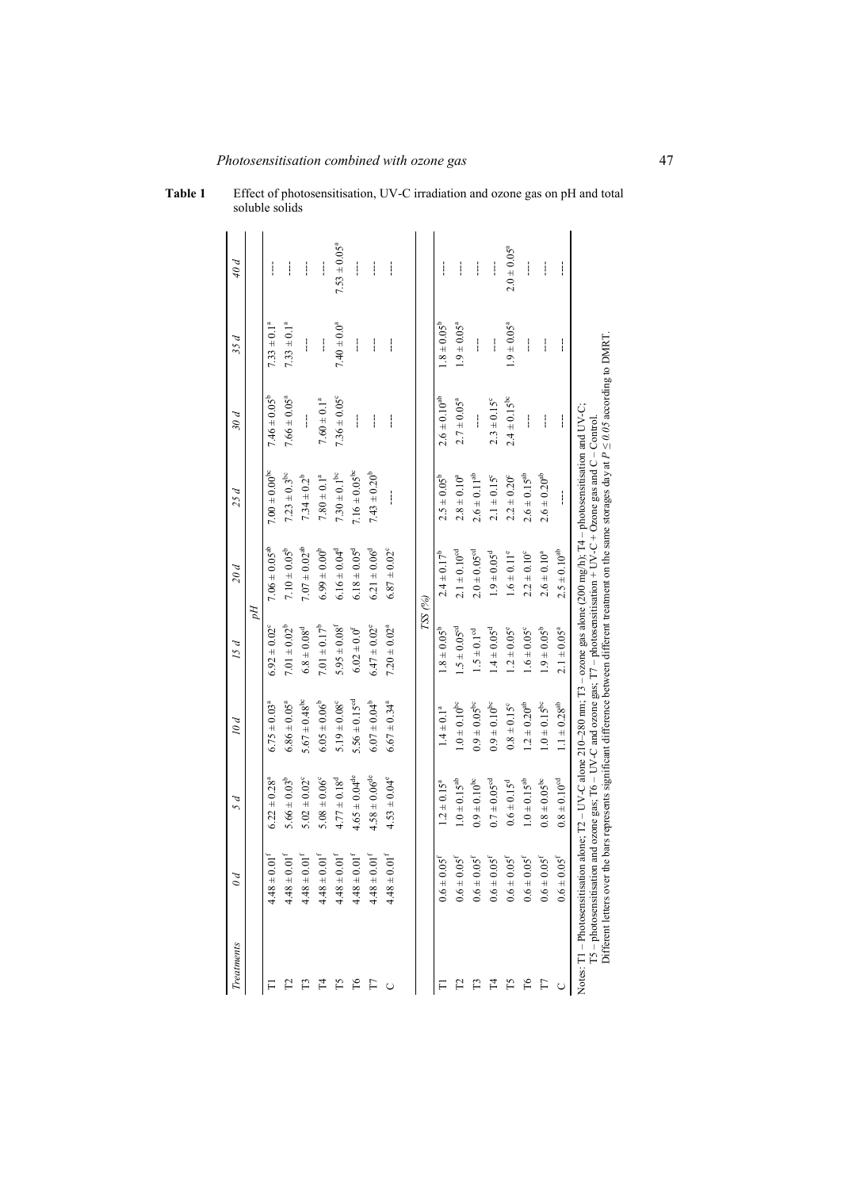**Table 1** Effect of photosensitisation, UV-C irradiation and ozone gas on pH and total soluble solids

| Treatments | 0 d | 5 d | 10 d | 15 d | 20 d | 25 d | 30 d | 35 d | 40 d |
|---|---|---|---|---|---|---|---|---|---|
| | | | | | *pH* | | | | |
| T1 | 4.48 ± 0.01[f] | 6.22 ± 0.28[a] | 6.75 ± 0.03[a] | 6.92 ± 0.02[c] | 7.06 ± 0.05[ab] | 7.00 ± 0.00[bc] | 7.46 ± 0.05[b] | 7.33 ± 0.1[a] | ---- |
| T2 | 4.48 ± 0.01[f] | 5.66 ± 0.03[b] | 6.86 ± 0.05[a] | 7.01 ± 0.02[b] | 7.10 ± 0.05[b] | 7.23 ± 0.3[bc] | 7.66 ± 0.05[a] | 7.33 ± 0.1[a] | ---- |
| T3 | 4.48 ± 0.01[f] | 5.02 ± 0.02[c] | 5.67 ± 0.48[bc] | 6.8 ± 0.08[d] | 7.07 ± 0.02[ab] | 7.34 ± 0.2[b] | ---- | ---- | ---- |
| T4 | 4.48 ± 0.01[f] | 5.08 ± 0.06[c] | 6.05 ± 0.06[b] | 7.01 ± 0.17[b] | 6.99 ± 0.00[b] | 7.80 ± 0.1[a] | 7.60 ± 0.1[a] | ---- | ---- |
| T5 | 4.48 ± 0.01[f] | 4.77 ± 0.18[d] | 5.19 ± 0.08[c] | 5.95 ± 0.08[f] | 6.16 ± 0.04[d] | 7.30 ± 0.1[bc] | 7.36 ± 0.05[c] | 7.40 ± 0.0[a] | 7.53 ± 0.05[a] |
| T6 | 4.48 ± 0.01[f] | 4.65 ± 0.04[de] | 5.56 ± 0.15[cd] | 6.02 ± 0.0[f] | 6.18 ± 0.05[d] | 7.16 ± 0.05[bc] | ---- | ---- | ---- |
| T7 | 4.48 ± 0.01[f] | 4.58 ± 0.06[de] | 6.07 ± 0.04[b] | 6.47 ± 0.02[e] | 6.21 ± 0.06[d] | 7.43 ± 0.20[b] | ---- | ---- | ---- |
| C | 4.48 ± 0.01[f] | 4.53 ± 0.04[e] | 6.67 ± 0.34[a] | 7.20 ± 0.02[a] | 6.87 ± 0.02[c] | ---- | ---- | ---- | ---- |
| | | | | *TSS (%)* | | | | | |
| T1 | 0.6 ± 0.05[f] | 1.2 ± 0.15[a] | 1.4 ± 0.1[a] | 1.8 ± 0.05[b] | 2.4 ± 0.17[b] | 2.5 ± 0.05[b] | 2.6 ± 0.10[ab] | 1.8 ± 0.05[b] | ---- |
| T2 | 0.6 ± 0.05[f] | 1.0 ± 0.15[ab] | 1.0 ± 0.10[bc] | 1.5 ± 0.05[cd] | 2.1 ± 0.10[cd] | 2.8 ± 0.10[a] | 2.7 ± 0.05[a] | 1.9 ± 0.05[a] | ---- |
| T3 | 0.6 ± 0.05[f] | 0.9 ± 0.10[bc] | 0.9 ± 0.05[bc] | 1.5 ± 0.1[cd] | 2.0 ± 0.05[cd] | 2.6 ± 0.11[ab] | ---- | ---- | ---- |
| T4 | 0.6 ± 0.05[f] | 0.7 ± 0.05[cd] | 0.9 ± 0.10[bc] | 1.4 ± 0.05[d] | 1.9 ± 0.05[d] | 2.1 ± 0.15[c] | 2.3 ± 0.15[c] | ---- | ---- |
| T5 | 0.6 ± 0.05[f] | 0.6 ± 0.15[d] | 0.8 ± 0.15[c] | 1.2 ± 0.05[e] | 1.6 ± 0.11[e] | 2.2 ± 0.20[c] | 2.4 ± 0.15[bc] | 1.9 ± 0.05[a] | 2.0 ± 0.05[a] |
| T6 | 0.6 ± 0.05[f] | 1.0 ± 0.15[ab] | 1.2 ± 0.20[ab] | 1.6 ± 0.05[c] | 2.2 ± 0.10[c] | 2.6 ± 0.15[ab] | ---- | ---- | ---- |
| T7 | 0.6 ± 0.05[f] | 0.8 ± 0.05[bc] | 1.0 ± 0.15[bc] | 1.9 ± 0.05[b] | 2.6 ± 0.10[a] | 2.6 ± 0.20[ab] | ---- | ---- | ---- |
| C | 0.6 ± 0.05[f] | 0.8 ± 0.10[cd] | 1.1 ± 0.28[ab] | 2.1 ± 0.05[a] | 2.5 ± 0.10[ab] | ---- | ---- | ---- | ---- |

Notes: T1 – Photosensitisation alone; T2 – UV-C alone 210–280 nm; T3 – ozone gas alone (200 mg/h); T4 – photosensitisation and UV-C; T5 – photosensitisation and ozone gas; T6 – UV-C and ozone gas; T7 – photosensitisation + UV-C + Ozone gas and C – Control.
Different letters over the bars represents significant difference between different treatment on the same storages day at $P \leq 0.05$ according to DMRT.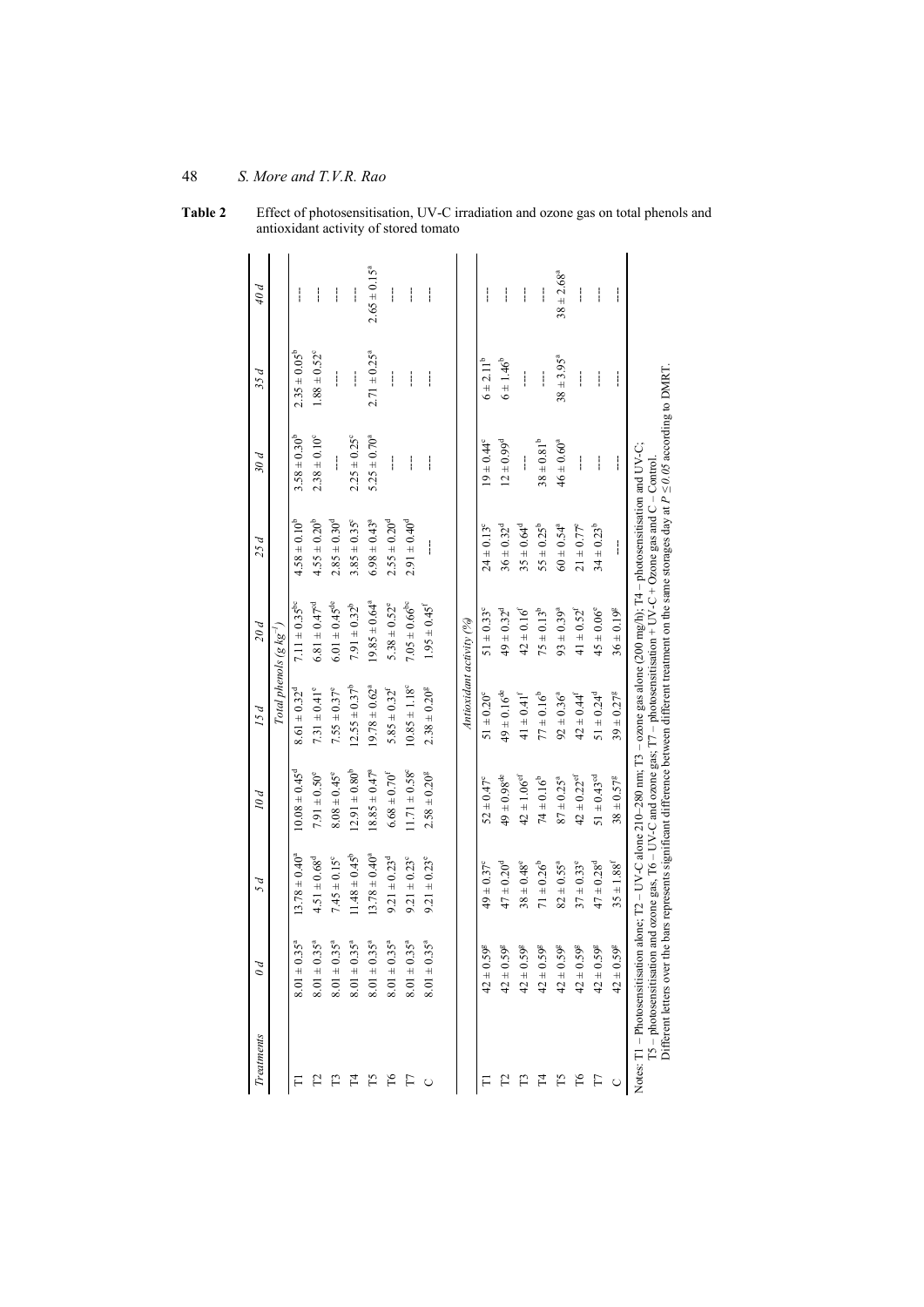**Table 2** Effect of photosensitisation, UV-C irradiation and ozone gas on total phenols and antioxidant activity of stored tomato

| Treatments | 0 d | 5 d | 10 d | 15 d | 20 d | 25 d | 30 d | 35 d | 40 d |
|---|---|---|---|---|---|---|---|---|---|
| | | | | *Total phenols (g kg$^{-1}$)* | | | | | |
| T1 | 8.01 ± 0.35$^{a}$ | 13.78 ± 0.40$^{a}$ | 10.08 ± 0.45$^{d}$ | 8.61 ± 0.32$^{d}$ | 7.11 ± 0.35$^{bc}$ | 4.58 ± 0.10$^{b}$ | 3.58 ± 0.30$^{b}$ | 2.35 ± 0.05$^{b}$ | --- |
| T2 | 8.01 ± 0.35$^{a}$ | 4.51 ± 0.68$^{d}$ | 7.91 ± 0.50$^{e}$ | 7.31 ± 0.41$^{e}$ | 6.81 ± 0.47$^{cd}$ | 4.55 ± 0.20$^{b}$ | 2.38 ± 0.10$^{c}$ | 1.88 ± 0.52$^{c}$ | --- |
| T3 | 8.01 ± 0.35$^{a}$ | 7.45 ± 0.15$^{c}$ | 8.08 ± 0.45$^{e}$ | 7.55 ± 0.37$^{e}$ | 6.01 ± 0.45$^{de}$ | 2.85 ± 0.30$^{d}$ | --- | --- | --- |
| T4 | 8.01 ± 0.35$^{a}$ | 11.48 ± 0.45$^{b}$ | 12.91 ± 0.80$^{b}$ | 12.55 ± 0.37$^{b}$ | 7.91 ± 0.32$^{b}$ | 3.85 ± 0.35$^{c}$ | 2.25 ± 0.25$^{c}$ | --- | --- |
| T5 | 8.01 ± 0.35$^{a}$ | 13.78 ± 0.40$^{a}$ | 18.85 ± 0.47$^{a}$ | 19.78 ± 0.62$^{a}$ | 19.85 ± 0.64$^{a}$ | 6.98 ± 0.43$^{a}$ | 5.25 ± 0.70$^{a}$ | 2.71 ± 0.25$^{a}$ | 2.65 ± 0.15$^{a}$ |
| T6 | 8.01 ± 0.35$^{a}$ | 9.21 ± 0.23$^{d}$ | 6.68 ± 0.70$^{f}$ | 5.85 ± 0.32$^{f}$ | 5.38 ± 0.52$^{e}$ | 2.55 ± 0.20$^{d}$ | --- | --- | --- |
| T7 | 8.01 ± 0.35$^{a}$ | 9.21 ± 0.23$^{c}$ | 11.71 ± 0.58$^{c}$ | 10.85 ± 1.18$^{c}$ | 7.05 ± 0.66$^{bc}$ | 2.91 ± 0.40$^{d}$ | --- | --- | --- |
| C | 8.01 ± 0.35$^{a}$ | 9.21 ± 0.23$^{c}$ | 2.58 ± 0.20$^{g}$ | 2.38 ± 0.20$^{g}$ | 1.95 ± 0.45$^{f}$ | --- | --- | --- | --- |
| | | | | *Antioxidant activity (%)* | | | | | |
| T1 | 42 ± 0.59$^{g}$ | 49 ± 0.37$^{c}$ | 52 ± 0.47$^{c}$ | 51 ± 0.20$^{c}$ | 51 ± 0.33$^{c}$ | 24 ± 0.13$^{e}$ | 19 ± 0.44$^{c}$ | 6 ± 2.11$^{b}$ | --- |
| T2 | 42 ± 0.59$^{g}$ | 47 ± 0.20$^{d}$ | 49 ± 0.98$^{de}$ | 49 ± 0.16$^{de}$ | 49 ± 0.32$^{d}$ | 36 ± 0.32$^{d}$ | 12 ± 0.99$^{d}$ | 6 ± 1.46$^{b}$ | --- |
| T3 | 42 ± 0.59$^{g}$ | 38 ± 0.48$^{e}$ | 42 ± 1.06$^{ef}$ | 41 ± 0.41$^{f}$ | 42 ± 0.16$^{f}$ | 35 ± 0.64$^{d}$ | --- | --- | --- |
| T4 | 42 ± 0.59$^{g}$ | 71 ± 0.26$^{b}$ | 74 ± 0.16$^{b}$ | 77 ± 0.16$^{b}$ | 75 ± 0.13$^{b}$ | 55 ± 0.25$^{b}$ | 38 ± 0.81$^{b}$ | --- | --- |
| T5 | 42 ± 0.59$^{g}$ | 82 ± 0.55$^{a}$ | 87 ± 0.25$^{a}$ | 92 ± 0.36$^{a}$ | 93 ± 0.39$^{a}$ | 60 ± 0.54$^{a}$ | 46 ± 0.60$^{a}$ | 38 ± 3.95$^{a}$ | 38 ± 2.68$^{a}$ |
| T6 | 42 ± 0.59$^{g}$ | 37 ± 0.33$^{e}$ | 42 ± 0.22$^{ef}$ | 42 ± 0.44$^{f}$ | 41 ± 0.52$^{f}$ | 21 ± 0.77$^{e}$ | --- | --- | --- |
| T7 | 42 ± 0.59$^{g}$ | 47 ± 0.28$^{d}$ | 51 ± 0.43$^{cd}$ | 51 ± 0.24$^{d}$ | 45 ± 0.06$^{e}$ | 34 ± 0.23$^{b}$ | --- | --- | --- |
| C | 42 ± 0.59$^{g}$ | 35 ± 1.88$^{f}$ | 38 ± 0.57$^{g}$ | 39 ± 0.27$^{g}$ | 36 ± 0.19$^{g}$ | --- | --- | --- | --- |

Notes: T1 – Photosensitisation alone; T2 – UV-C alone 210–280 nm; T3 – ozone gas alone (200 mg/h); T4 – photosensitisation and UV-C; T5 – photosensitisation and ozone gas, T6 – UV-C and ozone gas; T7 – photosensitisation + UV-C + Ozone gas and C – Control.
Different letters over the bars represents significant difference between different treatment on the same storages day at $P \leq 0.05$ according to DMRT.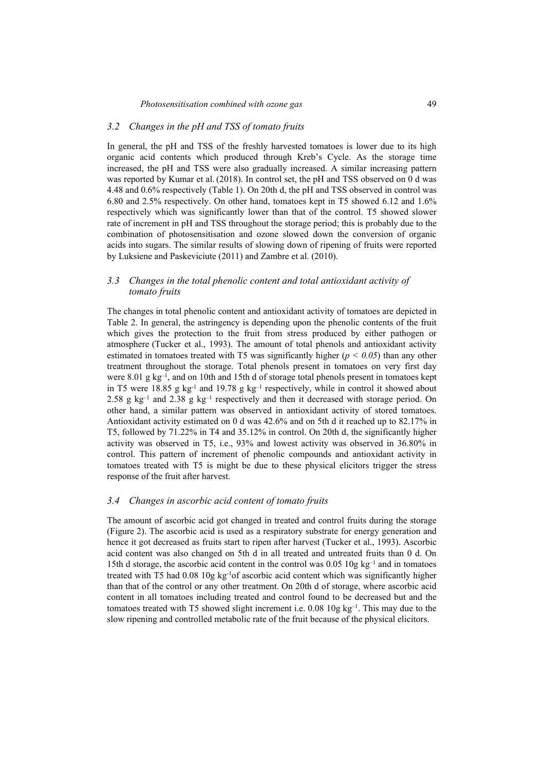### 3.2 Changes in the pH and TSS of tomato fruits

In general, the pH and TSS of the freshly harvested tomatoes is lower due to its high organic acid contents which produced through Kreb's Cycle. As the storage time increased, the pH and TSS were also gradually increased. A similar increasing pattern was reported by Kumar et al. (2018). In control set, the pH and TSS observed on 0 d was 4.48 and 0.6% respectively (Table 1). On 20th d, the pH and TSS observed in control was 6.80 and 2.5% respectively. On other hand, tomatoes kept in T5 showed 6.12 and 1.6% respectively which was significantly lower than that of the control. T5 showed slower rate of increment in pH and TSS throughout the storage period; this is probably due to the combination of photosensitisation and ozone slowed down the conversion of organic acids into sugars. The similar results of slowing down of ripening of fruits were reported by Luksiene and Paskeviciute (2011) and Zambre et al. (2010).

### 3.3 Changes in the total phenolic content and total antioxidant activity of tomato fruits

The changes in total phenolic content and antioxidant activity of tomatoes are depicted in Table 2. In general, the astringency is depending upon the phenolic contents of the fruit which gives the protection to the fruit from stress produced by either pathogen or atmosphere (Tucker et al., 1993). The amount of total phenols and antioxidant activity estimated in tomatoes treated with T5 was significantly higher ($p < 0.05$) than any other treatment throughout the storage. Total phenols present in tomatoes on very first day were 8.01 g $kg^{-1}$, and on 10th and 15th d of storage total phenols present in tomatoes kept in T5 were 18.85 g $kg^{-1}$ and 19.78 g $kg^{-1}$ respectively, while in control it showed about 2.58 g $kg^{-1}$ and 2.38 g $kg^{-1}$ respectively and then it decreased with storage period. On other hand, a similar pattern was observed in antioxidant activity of stored tomatoes. Antioxidant activity estimated on 0 d was 42.6% and on 5th d it reached up to 82.17% in T5, followed by 71.22% in T4 and 35.12% in control. On 20th d, the significantly higher activity was observed in T5, i.e., 93% and lowest activity was observed in 36.80% in control. This pattern of increment of phenolic compounds and antioxidant activity in tomatoes treated with T5 is might be due to these physical elicitors trigger the stress response of the fruit after harvest.

### 3.4 Changes in ascorbic acid content of tomato fruits

The amount of ascorbic acid got changed in treated and control fruits during the storage (Figure 2). The ascorbic acid is used as a respiratory substrate for energy generation and hence it got decreased as fruits start to ripen after harvest (Tucker et al., 1993). Ascorbic acid content was also changed on 5th d in all treated and untreated fruits than 0 d. On 15th d storage, the ascorbic acid content in the control was 0.05 10g $kg^{-1}$ and in tomatoes treated with T5 had 0.08 10g $kg^{-1}$of ascorbic acid content which was significantly higher than that of the control or any other treatment. On 20th d of storage, where ascorbic acid content in all tomatoes including treated and control found to be decreased but and the tomatoes treated with T5 showed slight increment i.e. 0.08 10g $kg^{-1}$. This may due to the slow ripening and controlled metabolic rate of the fruit because of the physical elicitors.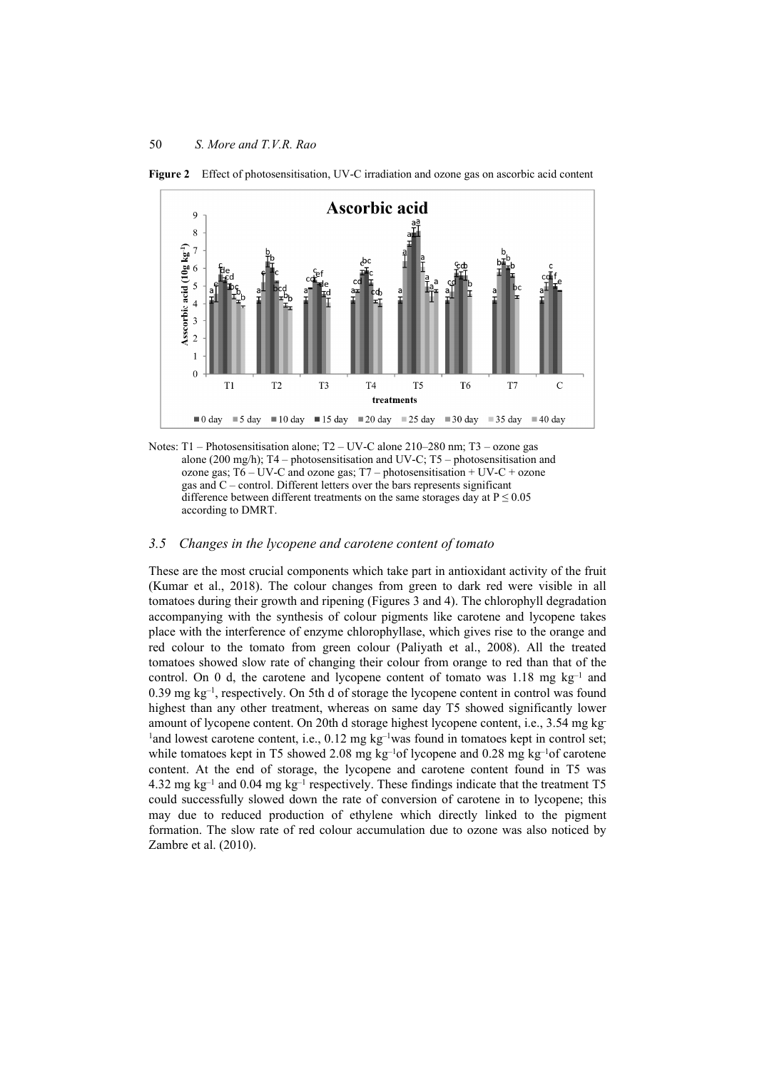**Figure 2** Effect of photosensitisation, UV-C irradiation and ozone gas on ascorbic acid content

Notes: T1 – Photosensitisation alone; T2 – UV-C alone 210–280 nm; T3 – ozone gas alone (200 mg/h); T4 – photosensitisation and UV-C; T5 – photosensitisation and ozone gas; T6 – UV-C and ozone gas; T7 – photosensitisation + UV-C + ozone gas and C – control. Different letters over the bars represents significant difference between different treatments on the same storages day at P ≤ 0.05 according to DMRT.

### 3.5 Changes in the lycopene and carotene content of tomato

These are the most crucial components which take part in antioxidant activity of the fruit (Kumar et al., 2018). The colour changes from green to dark red were visible in all tomatoes during their growth and ripening (Figures 3 and 4). The chlorophyll degradation accompanying with the synthesis of colour pigments like carotene and lycopene takes place with the interference of enzyme chlorophyllase, which gives rise to the orange and red colour to the tomato from green colour (Paliyath et al., 2008). All the treated tomatoes showed slow rate of changing their colour from orange to red than that of the control. On 0 d, the carotene and lycopene content of tomato was 1.18 mg $kg^{-1}$ and 0.39 mg $kg^{-1}$, respectively. On 5th d of storage the lycopene content in control was found highest than any other treatment, whereas on same day T5 showed significantly lower amount of lycopene content. On 20th d storage highest lycopene content, i.e., 3.54 mg $kg^{-1}$ and lowest carotene content, i.e., 0.12 mg $kg^{-1}$ was found in tomatoes kept in control set; while tomatoes kept in T5 showed 2.08 mg $kg^{-1}$ of lycopene and 0.28 mg $kg^{-1}$ of carotene content. At the end of storage, the lycopene and carotene content found in T5 was 4.32 mg $kg^{-1}$ and 0.04 mg $kg^{-1}$ respectively. These findings indicate that the treatment T5 could successfully slowed down the rate of conversion of carotene in to lycopene; this may due to reduced production of ethylene which directly linked to the pigment formation. The slow rate of red colour accumulation due to ozone was also noticed by Zambre et al. (2010).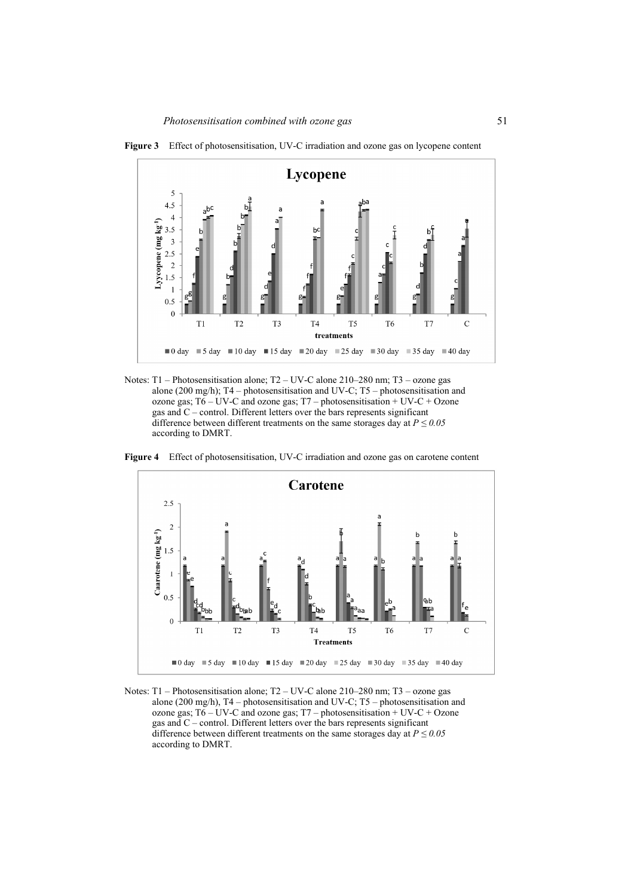**Figure 3** Effect of photosensitisation, UV-C irradiation and ozone gas on lycopene content

Notes: T1 – Photosensitisation alone; T2 – UV-C alone 210–280 nm; T3 – ozone gas alone (200 mg/h); T4 – photosensitisation and UV-C; T5 – photosensitisation and ozone gas; T6 – UV-C and ozone gas; T7 – photosensitisation + UV-C + Ozone gas and C – control. Different letters over the bars represents significant difference between different treatments on the same storages day at *P ≤ 0.05* according to DMRT.

**Figure 4** Effect of photosensitisation, UV-C irradiation and ozone gas on carotene content

Notes: T1 – Photosensitisation alone; T2 – UV-C alone 210–280 nm; T3 – ozone gas alone (200 mg/h), T4 – photosensitisation and UV-C; T5 – photosensitisation and ozone gas; T6 – UV-C and ozone gas; T7 – photosensitisation + UV-C + Ozone gas and C – control. Different letters over the bars represents significant difference between different treatments on the same storages day at *P ≤ 0.05* according to DMRT.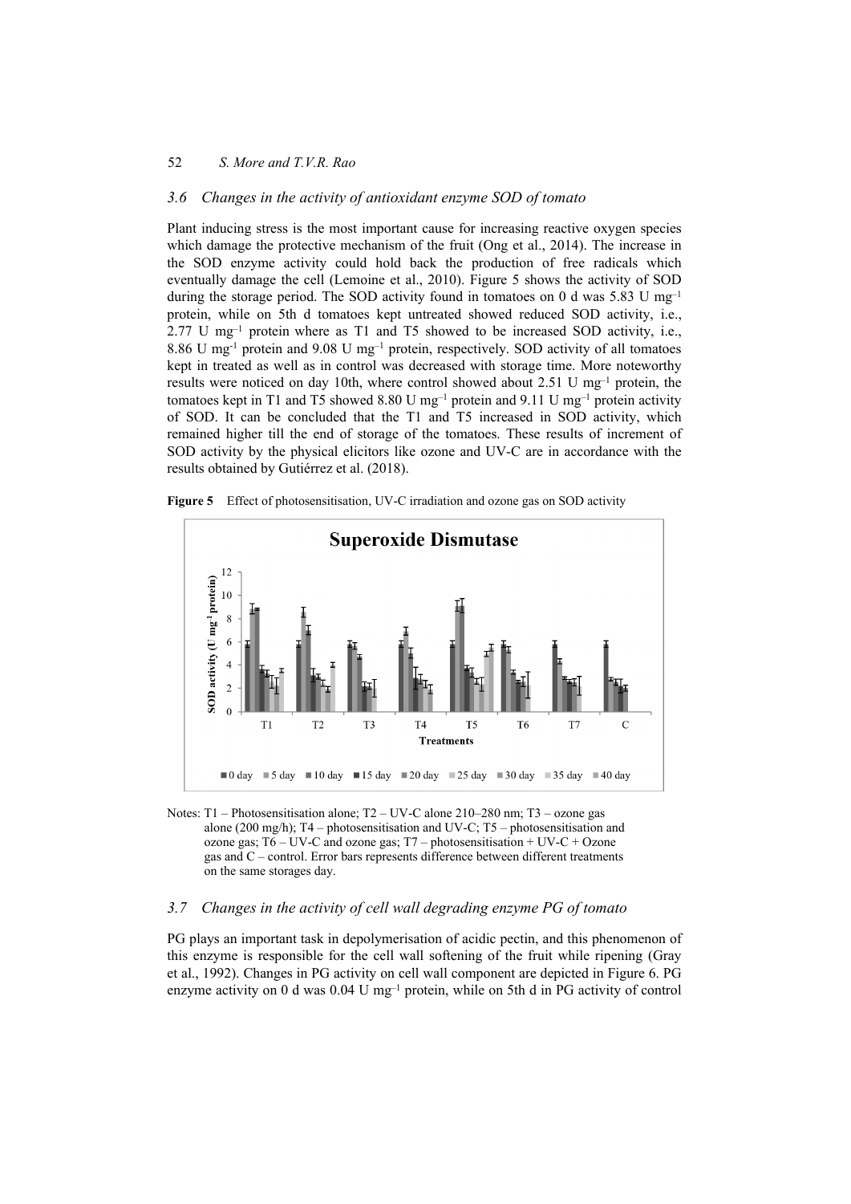### 3.6 Changes in the activity of antioxidant enzyme SOD of tomato

Plant inducing stress is the most important cause for increasing reactive oxygen species which damage the protective mechanism of the fruit (Ong et al., 2014). The increase in the SOD enzyme activity could hold back the production of free radicals which eventually damage the cell (Lemoine et al., 2010). Figure 5 shows the activity of SOD during the storage period. The SOD activity found in tomatoes on 0 d was 5.83 U $mg^{-1}$ protein, while on 5th d tomatoes kept untreated showed reduced SOD activity, i.e., 2.77 U $mg^{-1}$ protein where as T1 and T5 showed to be increased SOD activity, i.e., 8.86 U $mg^{-1}$ protein and 9.08 U $mg^{-1}$ protein, respectively. SOD activity of all tomatoes kept in treated as well as in control was decreased with storage time. More noteworthy results were noticed on day 10th, where control showed about 2.51 U $mg^{-1}$ protein, the tomatoes kept in T1 and T5 showed 8.80 U $mg^{-1}$ protein and 9.11 U $mg^{-1}$ protein activity of SOD. It can be concluded that the T1 and T5 increased in SOD activity, which remained higher till the end of storage of the tomatoes. These results of increment of SOD activity by the physical elicitors like ozone and UV-C are in accordance with the results obtained by Gutiérrez et al. (2018).

**Figure 5** Effect of photosensitisation, UV-C irradiation and ozone gas on SOD activity

Notes: T1 – Photosensitisation alone; T2 – UV-C alone 210–280 nm; T3 – ozone gas alone (200 mg/h); T4 – photosensitisation and UV-C; T5 – photosensitisation and ozone gas; T6 – UV-C and ozone gas; T7 – photosensitisation + UV-C + Ozone gas and C – control. Error bars represents difference between different treatments on the same storages day.

### 3.7 Changes in the activity of cell wall degrading enzyme PG of tomato

PG plays an important task in depolymerisation of acidic pectin, and this phenomenon of this enzyme is responsible for the cell wall softening of the fruit while ripening (Gray et al., 1992). Changes in PG activity on cell wall component are depicted in Figure 6. PG enzyme activity on 0 d was 0.04 U $mg^{-1}$ protein, while on 5th d in PG activity of control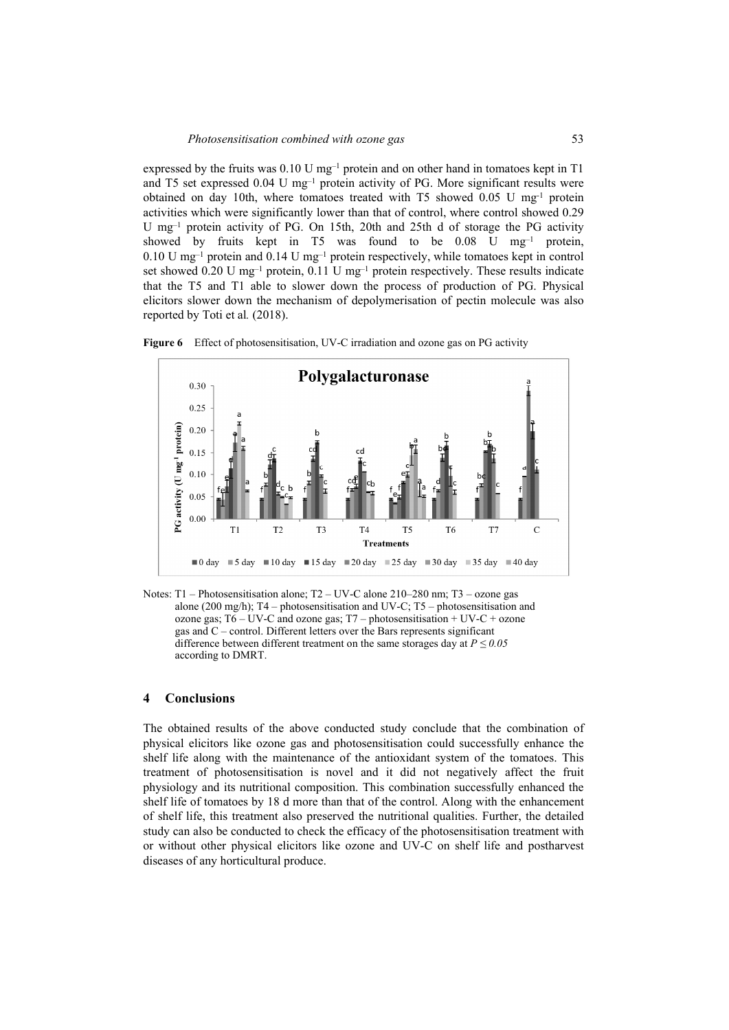expressed by the fruits was 0.10 U mg$^{-1}$ protein and on other hand in tomatoes kept in T1 and T5 set expressed 0.04 U mg$^{-1}$ protein activity of PG. More significant results were obtained on day 10th, where tomatoes treated with T5 showed 0.05 U mg$^{-1}$ protein activities which were significantly lower than that of control, where control showed 0.29 U mg$^{-1}$ protein activity of PG. On 15th, 20th and 25th d of storage the PG activity showed by fruits kept in T5 was found to be 0.08 U mg$^{-1}$ protein, 0.10 U mg$^{-1}$ protein and 0.14 U mg$^{-1}$ protein respectively, while tomatoes kept in control set showed 0.20 U mg$^{-1}$ protein, 0.11 U mg$^{-1}$ protein respectively. These results indicate that the T5 and T1 able to slower down the process of production of PG. Physical elicitors slower down the mechanism of depolymerisation of pectin molecule was also reported by Toti et al*.* (2018).

**Figure 6** Effect of photosensitisation, UV-C irradiation and ozone gas on PG activity

Notes: T1 – Photosensitisation alone; T2 – UV-C alone 210–280 nm; T3 – ozone gas alone (200 mg/h); T4 – photosensitisation and UV-C; T5 – photosensitisation and ozone gas; T6 – UV-C and ozone gas; T7 – photosensitisation + UV-C + ozone gas and C – control. Different letters over the Bars represents significant difference between different treatment on the same storages day at $P \leq 0.05$ according to DMRT.

## 4 Conclusions

The obtained results of the above conducted study conclude that the combination of physical elicitors like ozone gas and photosensitisation could successfully enhance the shelf life along with the maintenance of the antioxidant system of the tomatoes. This treatment of photosensitisation is novel and it did not negatively affect the fruit physiology and its nutritional composition. This combination successfully enhanced the shelf life of tomatoes by 18 d more than that of the control. Along with the enhancement of shelf life, this treatment also preserved the nutritional qualities. Further, the detailed study can also be conducted to check the efficacy of the photosensitisation treatment with or without other physical elicitors like ozone and UV-C on shelf life and postharvest diseases of any horticultural produce.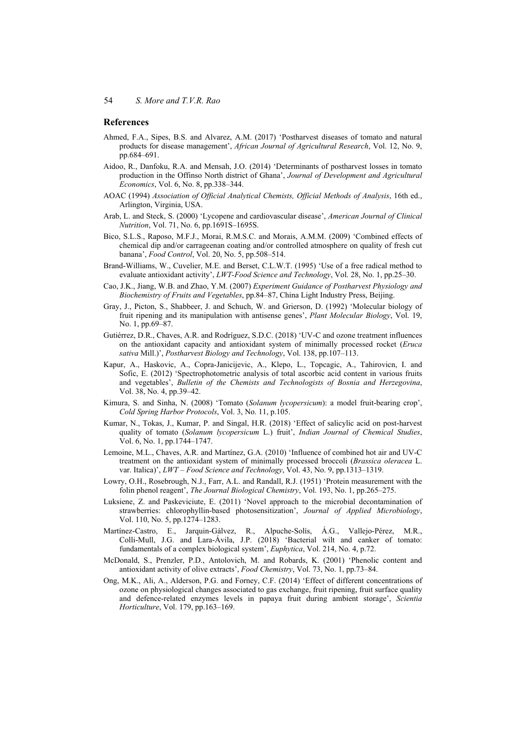## References

Ahmed, F.A., Sipes, B.S. and Alvarez, A.M. (2017) 'Postharvest diseases of tomato and natural products for disease management', *African Journal of Agricultural Research*, Vol. 12, No. 9, pp.684–691.

Aidoo, R., Danfoku, R.A. and Mensah, J.O. (2014) 'Determinants of postharvest losses in tomato production in the Offinso North district of Ghana', *Journal of Development and Agricultural Economics*, Vol. 6, No. 8, pp.338–344.

AOAC (1994) *Association of Official Analytical Chemists, Official Methods of Analysis*, 16th ed., Arlington, Virginia, USA.

Arab, L. and Steck, S. (2000) 'Lycopene and cardiovascular disease', *American Journal of Clinical Nutrition*, Vol. 71, No. 6, pp.1691S–1695S.

Bico, S.L.S., Raposo, M.F.J., Morai, R.M.S.C. and Morais, A.M.M. (2009) 'Combined effects of chemical dip and/or carrageenan coating and/or controlled atmosphere on quality of fresh cut banana', *Food Control*, Vol. 20, No. 5, pp.508–514.

Brand-Williams, W., Cuvelier, M.E. and Berset, C.L.W.T. (1995) 'Use of a free radical method to evaluate antioxidant activity', *LWT-Food Science and Technology*, Vol. 28, No. 1, pp.25–30.

Cao, J.K., Jiang, W.B. and Zhao, Y.M. (2007) *Experiment Guidance of Postharvest Physiology and Biochemistry of Fruits and Vegetables*, pp.84–87, China Light Industry Press, Beijing.

Gray, J., Picton, S., Shabbeer, J. and Schuch, W. and Grierson, D. (1992) 'Molecular biology of fruit ripening and its manipulation with antisense genes', *Plant Molecular Biology*, Vol. 19, No. 1, pp.69–87.

Gutiérrez, D.R., Chaves, A.R. and Rodríguez, S.D.C. (2018) 'UV-C and ozone treatment influences on the antioxidant capacity and antioxidant system of minimally processed rocket (*Eruca sativa* Mill.)', *Postharvest Biology and Technology*, Vol. 138, pp.107–113.

Kapur, A., Haskovic, A., Copra-Janicijevic, A., Klepo, L., Topcagic, A., Tahirovicn, I. and Sofic, E. (2012) 'Spectrophotometric analysis of total ascorbic acid content in various fruits and vegetables', *Bulletin of the Chemists and Technologists of Bosnia and Herzegovina*, Vol. 38, No. 4, pp.39–42.

Kimura, S. and Sinha, N. (2008) 'Tomato (*Solanum lycopersicum*): a model fruit-bearing crop', *Cold Spring Harbor Protocols*, Vol. 3, No. 11, p.105.

Kumar, N., Tokas, J., Kumar, P. and Singal, H.R. (2018) 'Effect of salicylic acid on post-harvest quality of tomato (*Solanum lycopersicum* L.) fruit', *Indian Journal of Chemical Studies*, Vol. 6, No. 1, pp.1744–1747.

Lemoine, M.L., Chaves, A.R. and Martínez, G.A. (2010) 'Influence of combined hot air and UV-C treatment on the antioxidant system of minimally processed broccoli (*Brassica oleracea* L. var. Italica)', *LWT – Food Science and Technology*, Vol. 43, No. 9, pp.1313–1319.

Lowry, O.H., Rosebrough, N.J., Farr, A.L. and Randall, R.J. (1951) 'Protein measurement with the folin phenol reagent', *The Journal Biological Chemistry*, Vol. 193, No. 1, pp.265–275.

Luksiene, Z. and Paskeviciute, E. (2011) 'Novel approach to the microbial decontamination of strawberries: chlorophyllin-based photosensitization', *Journal of Applied Microbiology*, Vol. 110, No. 5, pp.1274–1283.

Martínez-Castro, E., Jarquin-Gálvez, R., Alpuche-Solís, Á.G., Vallejo-Pérez, M.R., Colli-Mull, J.G. and Lara-Ávila, J.P. (2018) 'Bacterial wilt and canker of tomato: fundamentals of a complex biological system', *Euphytica*, Vol. 214, No. 4, p.72.

McDonald, S., Prenzler, P.D., Antolovich, M. and Robards, K. (2001) 'Phenolic content and antioxidant activity of olive extracts', *Food Chemistry*, Vol. 73, No. 1, pp.73–84.

Ong, M.K., Ali, A., Alderson, P.G. and Forney, C.F. (2014) 'Effect of different concentrations of ozone on physiological changes associated to gas exchange, fruit ripening, fruit surface quality and defence-related enzymes levels in papaya fruit during ambient storage', *Scientia Horticulture*, Vol. 179, pp.163–169.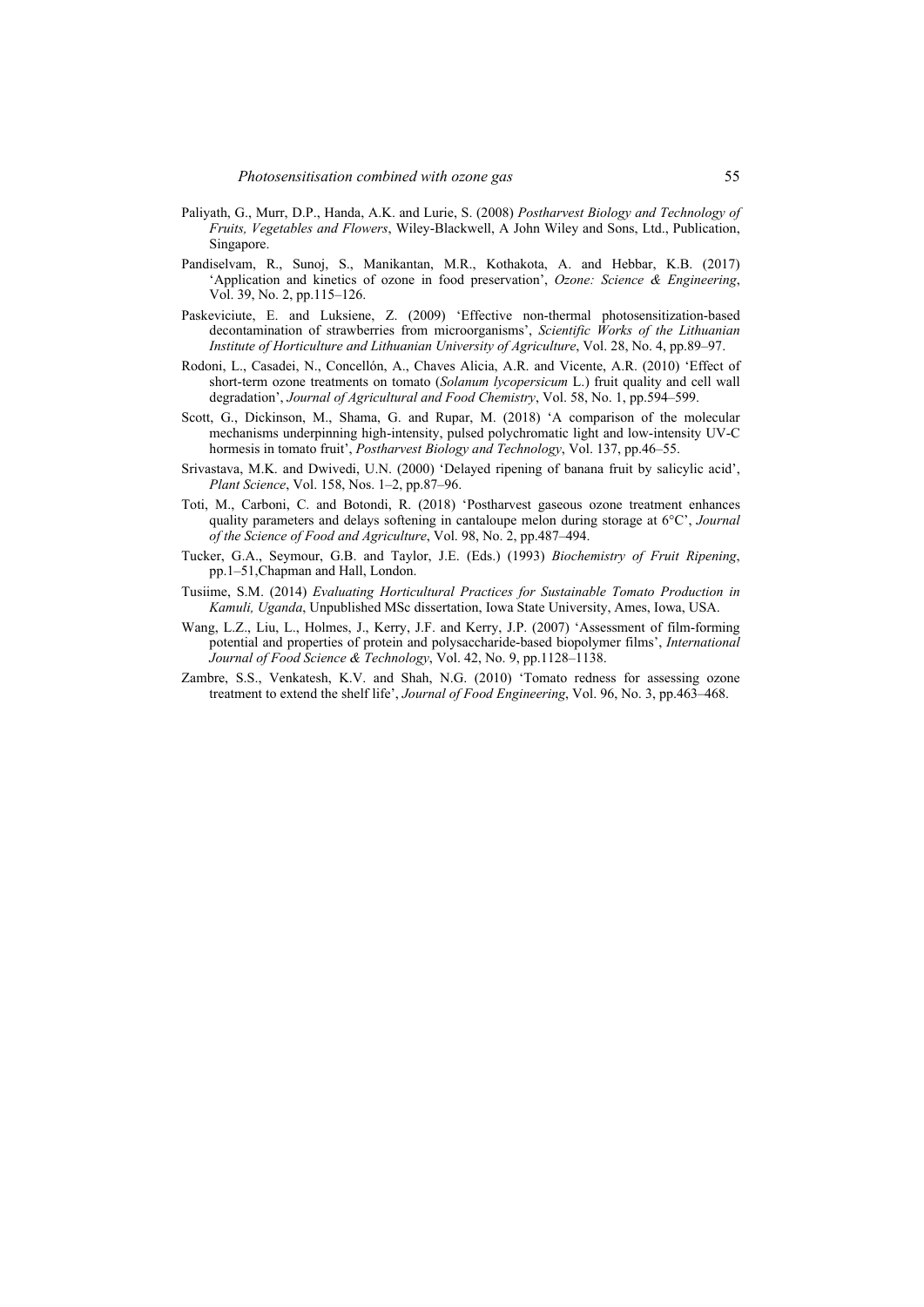Paliyath, G., Murr, D.P., Handa, A.K. and Lurie, S. (2008) *Postharvest Biology and Technology of Fruits, Vegetables and Flowers*, Wiley-Blackwell, A John Wiley and Sons, Ltd., Publication, Singapore.

Pandiselvam, R., Sunoj, S., Manikantan, M.R., Kothakota, A. and Hebbar, K.B. (2017) 'Application and kinetics of ozone in food preservation', *Ozone: Science & Engineering*, Vol. 39, No. 2, pp.115–126.

Paskeviciute, E. and Luksiene, Z. (2009) 'Effective non-thermal photosensitization-based decontamination of strawberries from microorganisms', *Scientific Works of the Lithuanian Institute of Horticulture and Lithuanian University of Agriculture*, Vol. 28, No. 4, pp.89–97.

Rodoni, L., Casadei, N., Concellón, A., Chaves Alicia, A.R. and Vicente, A.R. (2010) 'Effect of short-term ozone treatments on tomato (*Solanum lycopersicum* L.) fruit quality and cell wall degradation', *Journal of Agricultural and Food Chemistry*, Vol. 58, No. 1, pp.594–599.

Scott, G., Dickinson, M., Shama, G. and Rupar, M. (2018) 'A comparison of the molecular mechanisms underpinning high-intensity, pulsed polychromatic light and low-intensity UV-C hormesis in tomato fruit', *Postharvest Biology and Technology*, Vol. 137, pp.46–55.

Srivastava, M.K. and Dwivedi, U.N. (2000) 'Delayed ripening of banana fruit by salicylic acid', *Plant Science*, Vol. 158, Nos. 1–2, pp.87–96.

Toti, M., Carboni, C. and Botondi, R. (2018) 'Postharvest gaseous ozone treatment enhances quality parameters and delays softening in cantaloupe melon during storage at 6°C', *Journal of the Science of Food and Agriculture*, Vol. 98, No. 2, pp.487–494.

Tucker, G.A., Seymour, G.B. and Taylor, J.E. (Eds.) (1993) *Biochemistry of Fruit Ripening*, pp.1–51,Chapman and Hall, London.

Tusiime, S.M. (2014) *Evaluating Horticultural Practices for Sustainable Tomato Production in Kamuli, Uganda*, Unpublished MSc dissertation, Iowa State University, Ames, Iowa, USA.

Wang, L.Z., Liu, L., Holmes, J., Kerry, J.F. and Kerry, J.P. (2007) 'Assessment of film-forming potential and properties of protein and polysaccharide-based biopolymer films', *International Journal of Food Science & Technology*, Vol. 42, No. 9, pp.1128–1138.

Zambre, S.S., Venkatesh, K.V. and Shah, N.G. (2010) 'Tomato redness for assessing ozone treatment to extend the shelf life', *Journal of Food Engineering*, Vol. 96, No. 3, pp.463–468.